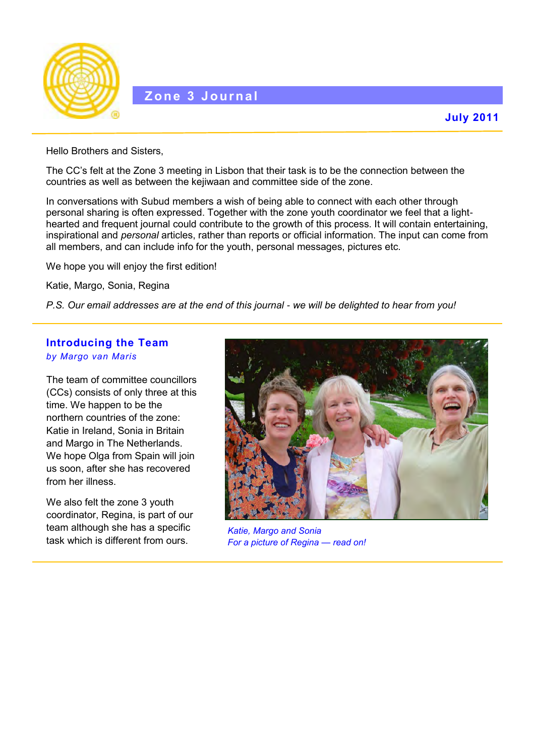# Zone 3 Journal

**July 2011**

Hello Brothers and Sisters,

The CC's felt at the Zone 3 meeting in Lisbon that their task is to be the connection between the countries as well as between the kejiwaan and committee side of the zone.

In conversations with Subud members a wish of being able to connect with each other through personal sharing is often expressed. Together with the zone youth coordinator we feel that a light-hearted and frequent journal could contribute to the growth of this process. It will contain entertaining, inspirational and *personal* articles, rather than reports or official information. The input can come from all members, and can include info for the youth, personal messages, pictures etc.

We hope you will enjoy the first edition!

Katie, Margo, Sonia, Regina

*P.S. Our email addresses are at the end of this journal - we will be delighted to hear from you!*

## Introducing the Team

*by Margo van Maris*

The team of committee councillors (CCs) consists of only three at this time. We happen to be the northern countries of the zone: Katie in Ireland, Sonia in Britain and Margo in The Netherlands. We hope Olga from Spain will join us soon, after she has recovered from her illness.

We also felt the zone 3 youth coordinator, Regina, is part of our team although she has a specific task which is different from ours.

*Katie, Margo and Sonia*
*For a picture of Regina — read on!*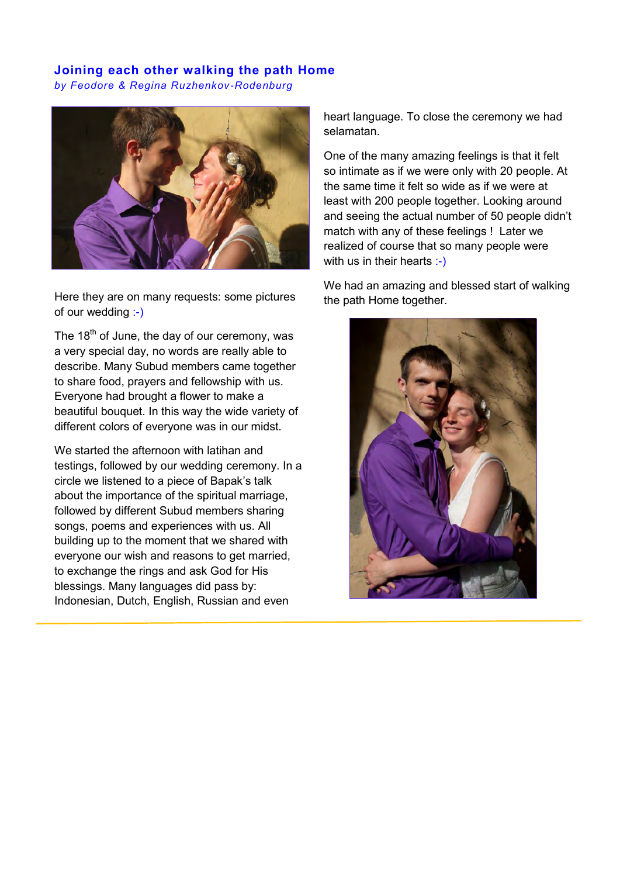## Joining each other walking the path Home

*by Feodore & Regina Ruzhenkov-Rodenburg*

Here they are on many requests: some pictures of our wedding :-)

The 18th of June, the day of our ceremony, was a very special day, no words are really able to describe. Many Subud members came together to share food, prayers and fellowship with us. Everyone had brought a flower to make a beautiful bouquet. In this way the wide variety of different colors of everyone was in our midst.

We started the afternoon with latihan and testings, followed by our wedding ceremony. In a circle we listened to a piece of Bapak's talk about the importance of the spiritual marriage, followed by different Subud members sharing songs, poems and experiences with us. All building up to the moment that we shared with everyone our wish and reasons to get married, to exchange the rings and ask God for His blessings. Many languages did pass by: Indonesian, Dutch, English, Russian and even heart language. To close the ceremony we had selamatan.

One of the many amazing feelings is that it felt so intimate as if we were only with 20 people. At the same time it felt so wide as if we were at least with 200 people together. Looking around and seeing the actual number of 50 people didn't match with any of these feelings ! Later we realized of course that so many people were with us in their hearts :-)

We had an amazing and blessed start of walking the path Home together.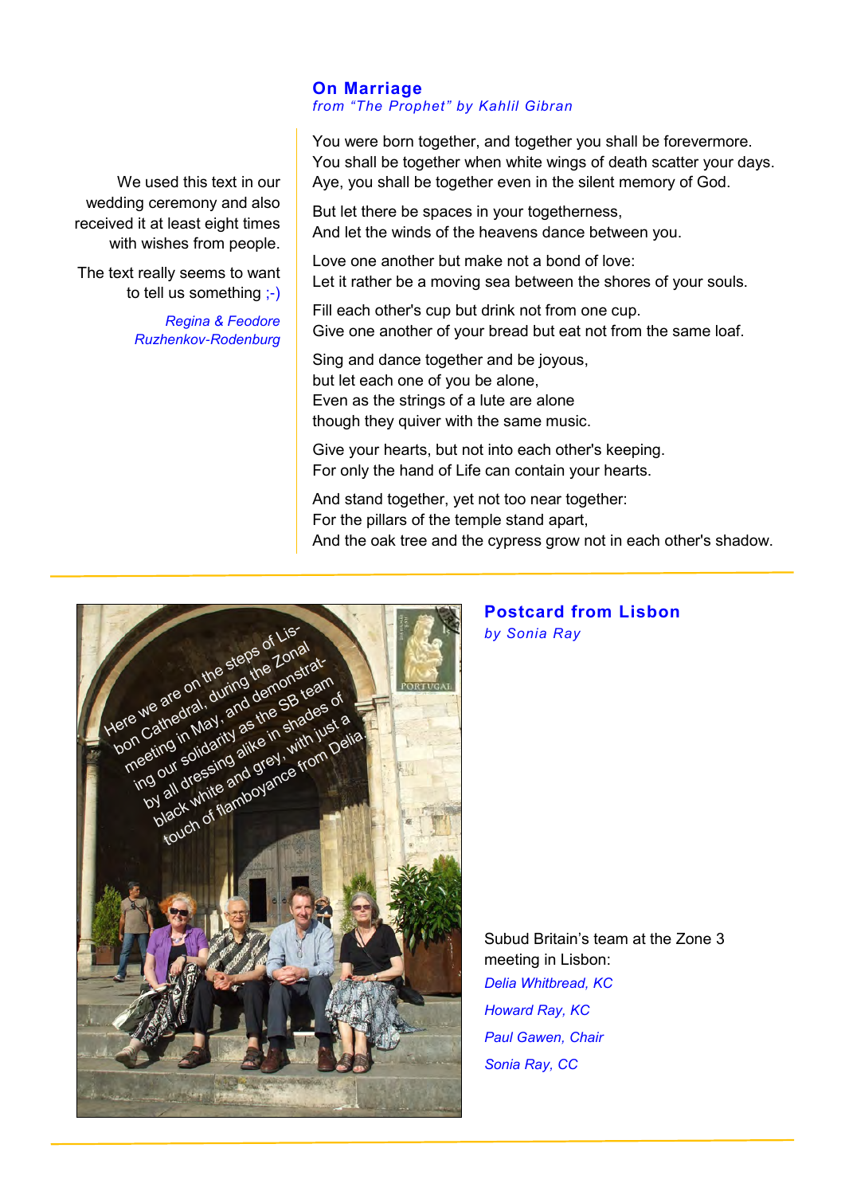## On Marriage

*from "The Prophet" by Kahlil Gibran*

We used this text in our wedding ceremony and also received it at least eight times with wishes from people.

The text really seems to want to tell us something ;-)

*Regina & Feodore Ruzhenkov-Rodenburg*

You were born together, and together you shall be forevermore.
You shall be together when white wings of death scatter your days.
Aye, you shall be together even in the silent memory of God.

But let there be spaces in your togetherness,
And let the winds of the heavens dance between you.

Love one another but make not a bond of love:
Let it rather be a moving sea between the shores of your souls.

Fill each other's cup but drink not from one cup.
Give one another of your bread but eat not from the same loaf.

Sing and dance together and be joyous,
but let each one of you be alone,
Even as the strings of a lute are alone
though they quiver with the same music.

Give your hearts, but not into each other's keeping.
For only the hand of Life can contain your hearts.

And stand together, yet not too near together:
For the pillars of the temple stand apart,
And the oak tree and the cypress grow not in each other's shadow.

## Postcard from Lisbon

*by Sonia Ray*

Here we are on the steps of Lisbon Cathedral, during the Zonal meeting in May, and demonstrating our solidarity as the SB team by all dressing alike in shades of black white and grey, with just a touch of flamboyance from Delia.

Subud Britain's team at the Zone 3 meeting in Lisbon:

*Delia Whitbread, KC*

*Howard Ray, KC*

*Paul Gawen, Chair*

*Sonia Ray, CC*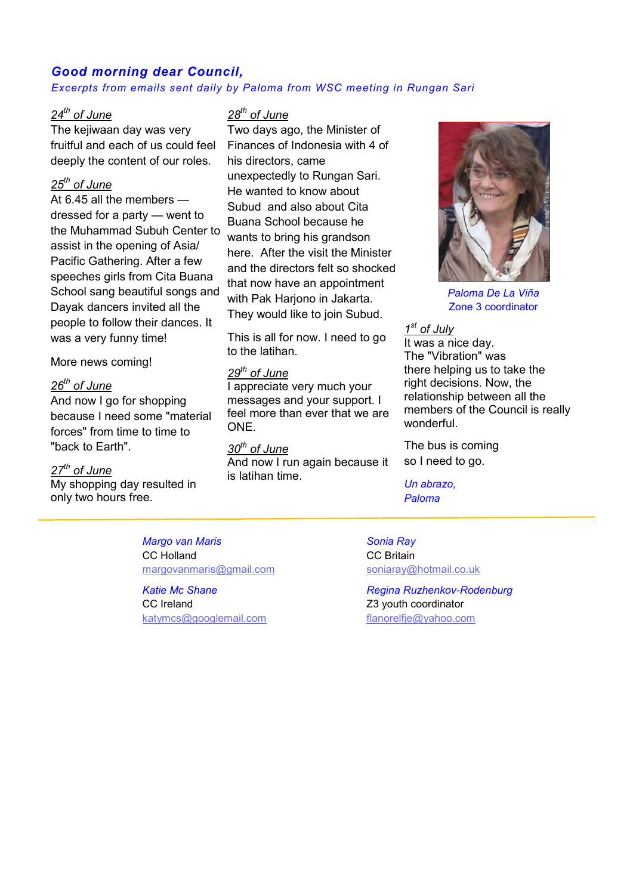## *Good morning dear Council,*

*Excerpts from emails sent daily by Paloma from WSC meeting in Rungan Sari*

<u>*24th of June*</u>
The kejiwaan day was very fruitful and each of us could feel deeply the content of our roles.

<u>*25th of June*</u>
At 6.45 all the members — dressed for a party — went to the Muhammad Subuh Center to assist in the opening of Asia/ Pacific Gathering. After a few speeches girls from Cita Buana School sang beautiful songs and Dayak dancers invited all the people to follow their dances. It was a very funny time!

More news coming!

<u>*26th of June*</u>
And now I go for shopping because I need some "material forces" from time to time to "back to Earth".

<u>*27th of June*</u>
My shopping day resulted in only two hours free.

<u>*28th of June*</u>
Two days ago, the Minister of Finances of Indonesia with 4 of his directors, came unexpectedly to Rungan Sari. He wanted to know about Subud and also about Cita Buana School because he wants to bring his grandson here. After the visit the Minister and the directors felt so shocked that now have an appointment with Pak Harjono in Jakarta. They would like to join Subud.

This is all for now. I need to go to the latihan.

<u>*29th of June*</u>
I appreciate very much your messages and your support. I feel more than ever that we are ONE.

<u>*30th of June*</u>
And now I run again because it is latihan time.

*Paloma De La Viña*
Zone 3 coordinator

<u>*1st of July*</u>
It was a nice day.
The "Vibration" was there helping us to take the right decisions. Now, the relationship between all the members of the Council is really wonderful.

The bus is coming so I need to go.

*Un abrazo,*
*Paloma*

---

*Margo van Maris*
CC Holland
margovanmaris@gmail.com

*Katie Mc Shane*
CC Ireland
katymcs@googlemail.com

*Sonia Ray*
CC Britain
soniaray@hotmail.co.uk

*Regina Ruzhenkov-Rodenburg*
Z3 youth coordinator
flanorelfje@yahoo.com